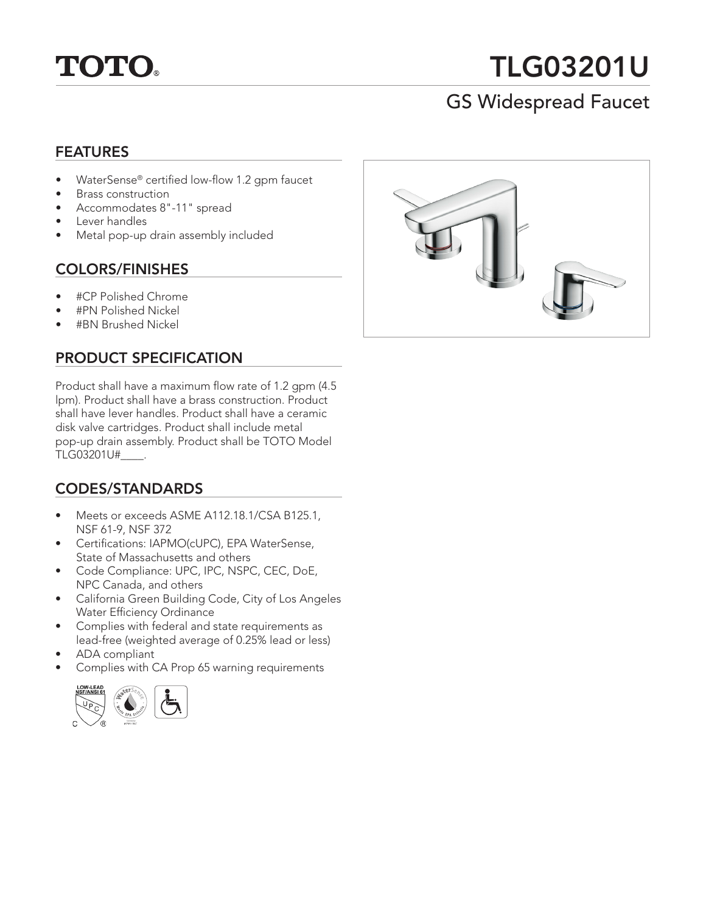# TOTO®

# TLG03201U

## GS Widespread Faucet

### FEATURES

- WaterSense® certified low-flow 1.2 gpm faucet
- Brass construction
- Accommodates 8"-11" spread
- Lever handles
- Metal pop-up drain assembly included

### COLORS/FINISHES

- #CP Polished Chrome
- #PN Polished Nickel
- #BN Brushed Nickel

### PRODUCT SPECIFICATION

Product shall have a maximum flow rate of 1.2 gpm (4.5 lpm). Product shall have a brass construction. Product shall have lever handles. Product shall have a ceramic disk valve cartridges. Product shall include metal pop-up drain assembly. Product shall be TOTO Model TLG03201U#____.

### CODES/STANDARDS

- Meets or exceeds ASME A112.18.1/CSA B125.1, NSF 61-9, NSF 372
- Certifications: IAPMO(cUPC), EPA WaterSense, State of Massachusetts and others
- Code Compliance: UPC, IPC, NSPC, CEC, DoE, NPC Canada, and others
- California Green Building Code, City of Los Angeles Water Efficiency Ordinance
- Complies with federal and state requirements as lead-free (weighted average of 0.25% lead or less)
- ADA compliant
- Complies with CA Prop 65 warning requirements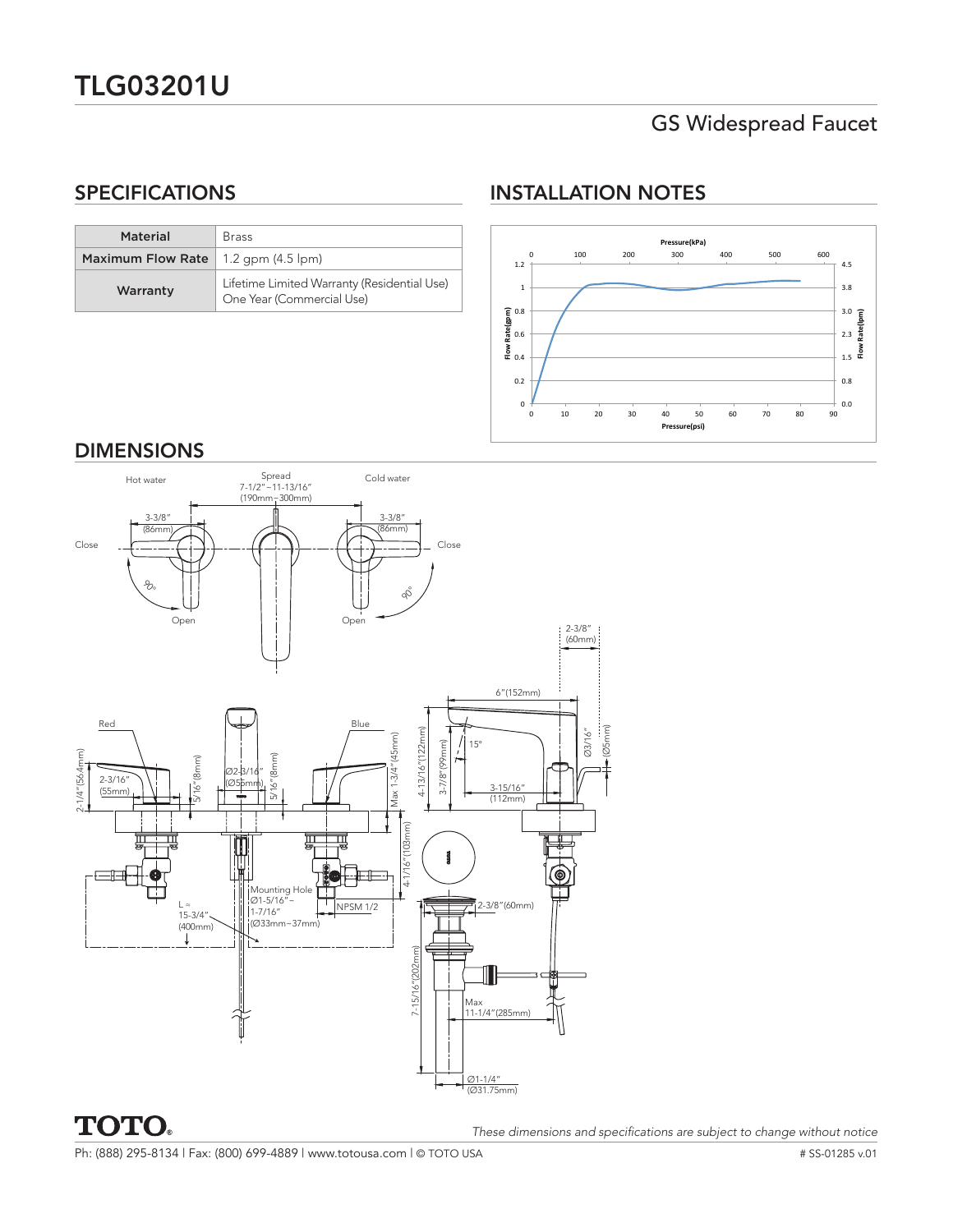# TLG03201U

## GS Widespread Faucet

## SPECIFICATIONS

| | |
|---|---|
| **Material** | Brass |
| **Maximum Flow Rate** | 1.2 gpm (4.5 lpm) |
| **Warranty** | Lifetime Limited Warranty (Residential Use)<br>One Year (Commercial Use) |

## INSTALLATION NOTES

Pressure(kPa)

0 100 200 300 400 500 600

Flow Rate(gpm)

1.2 1 0.8 0.6 0.4 0.2 0

Flow Rate(lpm)

4.5 3.8 3.0 2.3 1.5 0.8 0.0

0 10 20 30 40 50 60 70 80 90

Pressure(psi)

## DIMENSIONS

Hot water

Spread 7-1/2" – 11-13/16" (190mm – 300mm)

Cold water

3-3/8" (86mm)

3-3/8" (86mm)

Close

Close

90°

90°

Open

Open

2-3/8" (60mm)

6"(152mm)

Red

Blue

2-1/4"(56.4mm)

2-3/16" (55mm)

5/16"(8mm)

Ø2-3/16" (Ø55mm)

5/16"(8mm)

Max 1-3/4"(45mm)

4-13/16"(122mm)

3-7/8"(99mm)

15°

Ø3/16" (Ø5mm)

3-15/16" (112mm)

4-1/16"(103mm)

L ≈ 15-3/4" (400mm)

Mounting Hole Ø1-5/16" – 1-7/16" (Ø33mm – 37mm)

NPSM 1/2

2-3/8"(60mm)

7-15/16"(202mm)

Max 11-1/4"(285mm)

Ø1-1/4" (Ø31.75mm)

TOTO®

*These dimensions and specifications are subject to change without notice*

Ph: (888) 295-8134 | Fax: (800) 699-4889 | www.totousa.com | © TOTO USA

# SS-01285 v.01